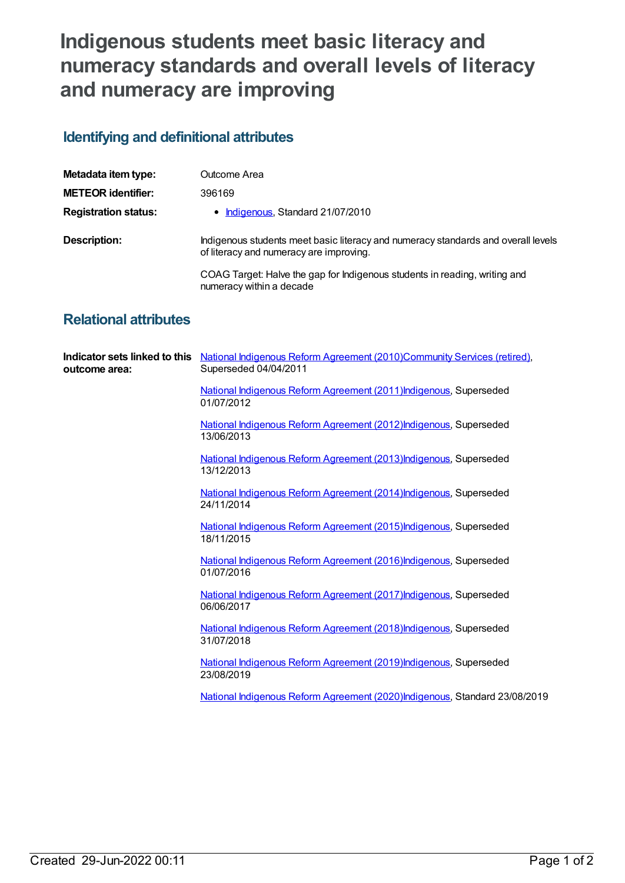# Indigenous students meet basic literacy and numeracy standards and overall levels of literacy and numeracy are improving

## Identifying and definitional attributes

| | |
|---|---|
| **Metadata item type:** | Outcome Area |
| **METEOR identifier:** | 396169 |
| **Registration status:** | • Indigenous, Standard 21/07/2010 |
| **Description:** | Indigenous students meet basic literacy and numeracy standards and overall levels of literacy and numeracy are improving.<br><br>COAG Target: Halve the gap for Indigenous students in reading, writing and numeracy within a decade |

## Relational attributes

**Indicator sets linked to this outcome area:**

National Indigenous Reform Agreement (2010)Community Services (retired), Superseded 04/04/2011

National Indigenous Reform Agreement (2011)Indigenous, Superseded 01/07/2012

National Indigenous Reform Agreement (2012)Indigenous, Superseded 13/06/2013

National Indigenous Reform Agreement (2013)Indigenous, Superseded 13/12/2013

National Indigenous Reform Agreement (2014)Indigenous, Superseded 24/11/2014

National Indigenous Reform Agreement (2015)Indigenous, Superseded 18/11/2015

National Indigenous Reform Agreement (2016)Indigenous, Superseded 01/07/2016

National Indigenous Reform Agreement (2017)Indigenous, Superseded 06/06/2017

National Indigenous Reform Agreement (2018)Indigenous, Superseded 31/07/2018

National Indigenous Reform Agreement (2019)Indigenous, Superseded 23/08/2019

National Indigenous Reform Agreement (2020)Indigenous, Standard 23/08/2019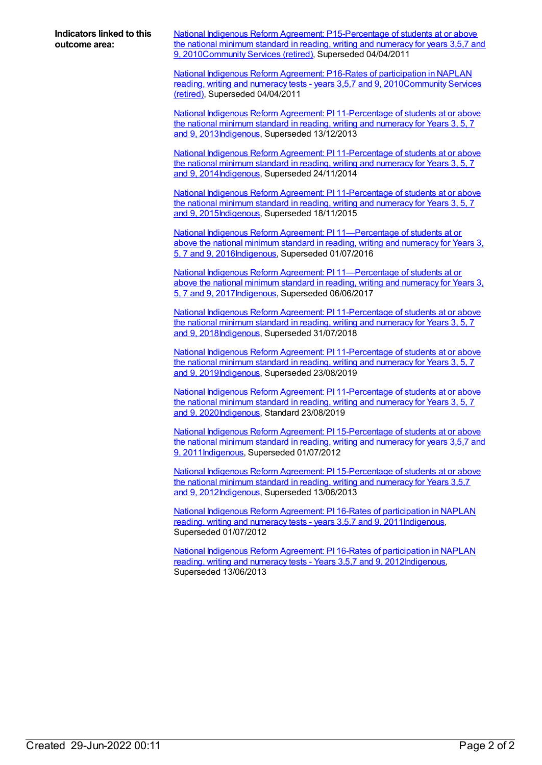**Indicators linked to this outcome area:**

National Indigenous Reform Agreement: P15-Percentage of students at or above the national minimum standard in reading, writing and numeracy for years 3,5,7 and 9, 2010Community Services (retired), Superseded 04/04/2011

National Indigenous Reform Agreement: P16-Rates of participation in NAPLAN reading, writing and numeracy tests - years 3,5,7 and 9, 2010Community Services (retired), Superseded 04/04/2011

National Indigenous Reform Agreement: PI 11-Percentage of students at or above the national minimum standard in reading, writing and numeracy for Years 3, 5, 7 and 9, 2013Indigenous, Superseded 13/12/2013

National Indigenous Reform Agreement: PI 11-Percentage of students at or above the national minimum standard in reading, writing and numeracy for Years 3, 5, 7 and 9, 2014Indigenous, Superseded 24/11/2014

National Indigenous Reform Agreement: PI 11-Percentage of students at or above the national minimum standard in reading, writing and numeracy for Years 3, 5, 7 and 9, 2015Indigenous, Superseded 18/11/2015

National Indigenous Reform Agreement: PI 11—Percentage of students at or above the national minimum standard in reading, writing and numeracy for Years 3, 5, 7 and 9, 2016Indigenous, Superseded 01/07/2016

National Indigenous Reform Agreement: PI 11—Percentage of students at or above the national minimum standard in reading, writing and numeracy for Years 3, 5, 7 and 9, 2017Indigenous, Superseded 06/06/2017

National Indigenous Reform Agreement: PI 11-Percentage of students at or above the national minimum standard in reading, writing and numeracy for Years 3, 5, 7 and 9, 2018Indigenous, Superseded 31/07/2018

National Indigenous Reform Agreement: PI 11-Percentage of students at or above the national minimum standard in reading, writing and numeracy for Years 3, 5, 7 and 9, 2019Indigenous, Superseded 23/08/2019

National Indigenous Reform Agreement: PI 11-Percentage of students at or above the national minimum standard in reading, writing and numeracy for Years 3, 5, 7 and 9, 2020Indigenous, Standard 23/08/2019

National Indigenous Reform Agreement: PI 15-Percentage of students at or above the national minimum standard in reading, writing and numeracy for years 3,5,7 and 9, 2011Indigenous, Superseded 01/07/2012

National Indigenous Reform Agreement: PI 15-Percentage of students at or above the national minimum standard in reading, writing and numeracy for Years 3,5,7 and 9, 2012Indigenous, Superseded 13/06/2013

National Indigenous Reform Agreement: PI 16-Rates of participation in NAPLAN reading, writing and numeracy tests - years 3,5,7 and 9, 2011Indigenous, Superseded 01/07/2012

National Indigenous Reform Agreement: PI 16-Rates of participation in NAPLAN reading, writing and numeracy tests - Years 3,5,7 and 9, 2012Indigenous, Superseded 13/06/2013